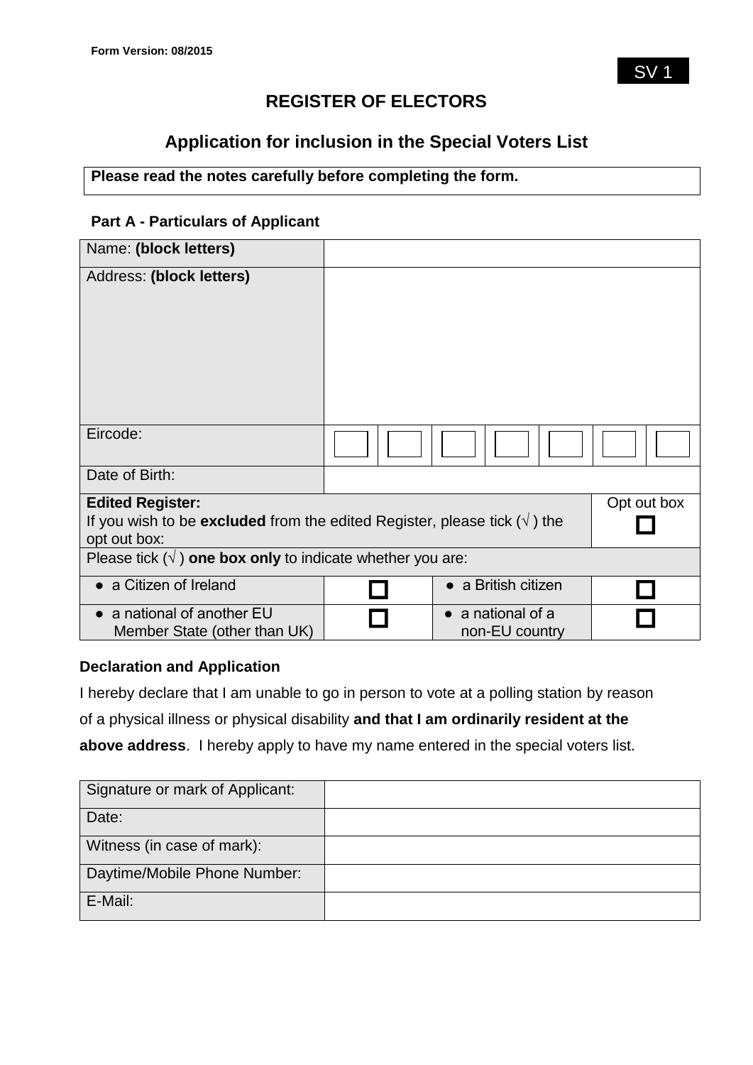Form Version: 08/2015

SV 1

# REGISTER OF ELECTORS

## Application for inclusion in the Special Voters List

**Please read the notes carefully before completing the form.**

### Part A - Particulars of Applicant

| | | | | | | | |
|---|---|---|---|---|---|---|---|
| Name: **(block letters)** | | | | | | | |
| Address: **(block letters)** | | | | | | | |
| Eircode: | ☐ | ☐ | ☐ | ☐ | ☐ | ☐ | ☐ |
| Date of Birth: | | | | | | | |
| **Edited Register:** If you wish to be **excluded** from the edited Register, please tick (√) the opt out box: | | | | | | | Opt out box ☐ |
| Please tick (√) **one box only** to indicate whether you are: | | | | | | | |
| ● a Citizen of Ireland | ☐ | ● a British citizen | | | | ☐ | |
| ● a national of another EU Member State (other than UK) | ☐ | ● a national of a non-EU country | | | | ☐ | |

**Declaration and Application**

I hereby declare that I am unable to go in person to vote at a polling station by reason of a physical illness or physical disability **and that I am ordinarily resident at the above address**. I hereby apply to have my name entered in the special voters list.

| | |
|---|---|
| Signature or mark of Applicant: | |
| Date: | |
| Witness (in case of mark): | |
| Daytime/Mobile Phone Number: | |
| E-Mail: | |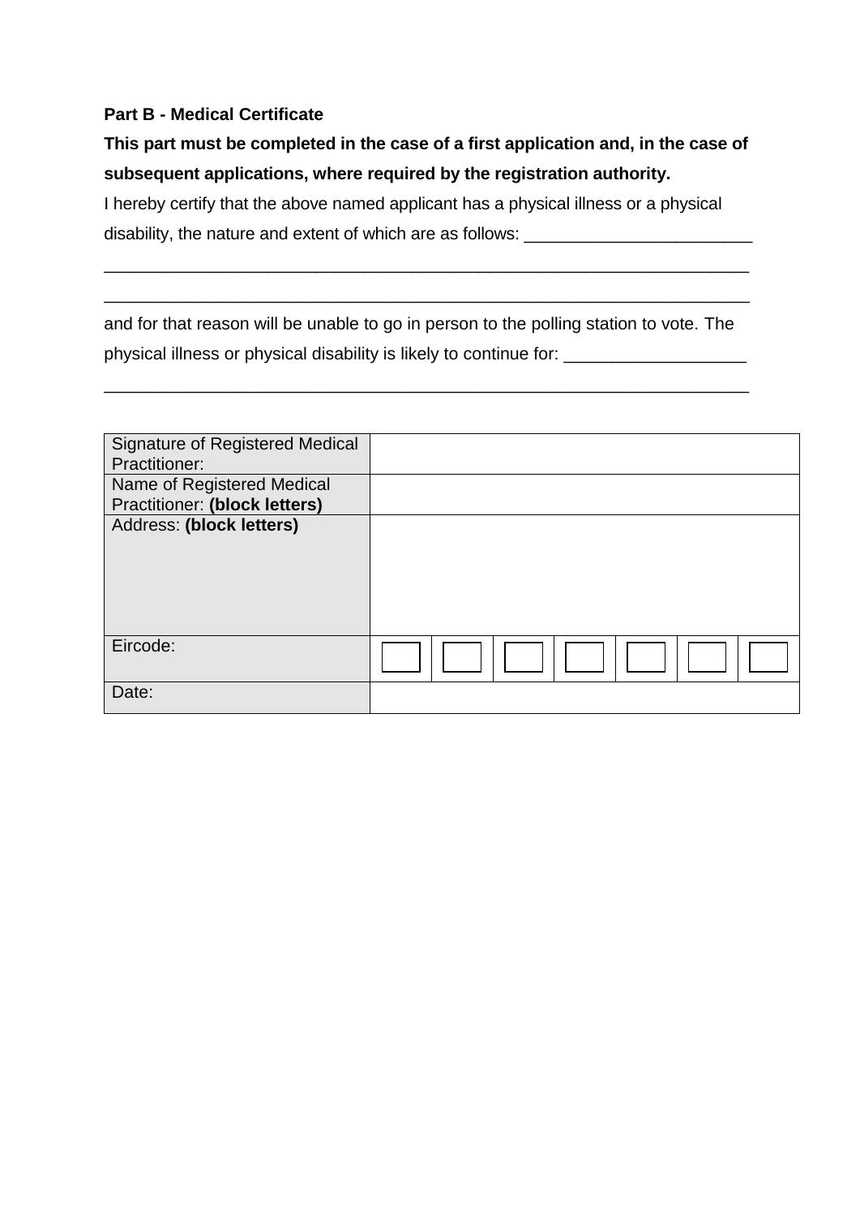**Part B - Medical Certificate**

**This part must be completed in the case of a first application and, in the case of subsequent applications, where required by the registration authority.**

I hereby certify that the above named applicant has a physical illness or a physical disability, the nature and extent of which are as follows: ________________________

____________________________________________________________________

____________________________________________________________________

and for that reason will be unable to go in person to the polling station to vote. The physical illness or physical disability is likely to continue for: ___________________

____________________________________________________________________

| | |
|---|---|
| Signature of Registered Medical Practitioner: | |
| Name of Registered Medical Practitioner: **(block letters)** | |
| Address: **(block letters)** | |
| Eircode: | ☐ ☐ ☐ ☐ ☐ ☐ ☐ |
| Date: | |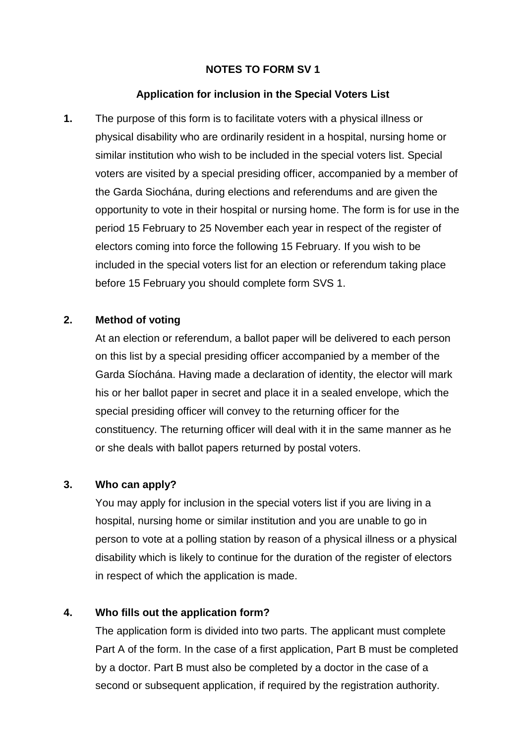**NOTES TO FORM SV 1**

**Application for inclusion in the Special Voters List**

**1.** The purpose of this form is to facilitate voters with a physical illness or physical disability who are ordinarily resident in a hospital, nursing home or similar institution who wish to be included in the special voters list. Special voters are visited by a special presiding officer, accompanied by a member of the Garda Siochána, during elections and referendums and are given the opportunity to vote in their hospital or nursing home. The form is for use in the period 15 February to 25 November each year in respect of the register of electors coming into force the following 15 February. If you wish to be included in the special voters list for an election or referendum taking place before 15 February you should complete form SVS 1.

**2. Method of voting**

At an election or referendum, a ballot paper will be delivered to each person on this list by a special presiding officer accompanied by a member of the Garda Síochána. Having made a declaration of identity, the elector will mark his or her ballot paper in secret and place it in a sealed envelope, which the special presiding officer will convey to the returning officer for the constituency. The returning officer will deal with it in the same manner as he or she deals with ballot papers returned by postal voters.

**3. Who can apply?**

You may apply for inclusion in the special voters list if you are living in a hospital, nursing home or similar institution and you are unable to go in person to vote at a polling station by reason of a physical illness or a physical disability which is likely to continue for the duration of the register of electors in respect of which the application is made.

**4. Who fills out the application form?**

The application form is divided into two parts. The applicant must complete Part A of the form. In the case of a first application, Part B must be completed by a doctor. Part B must also be completed by a doctor in the case of a second or subsequent application, if required by the registration authority.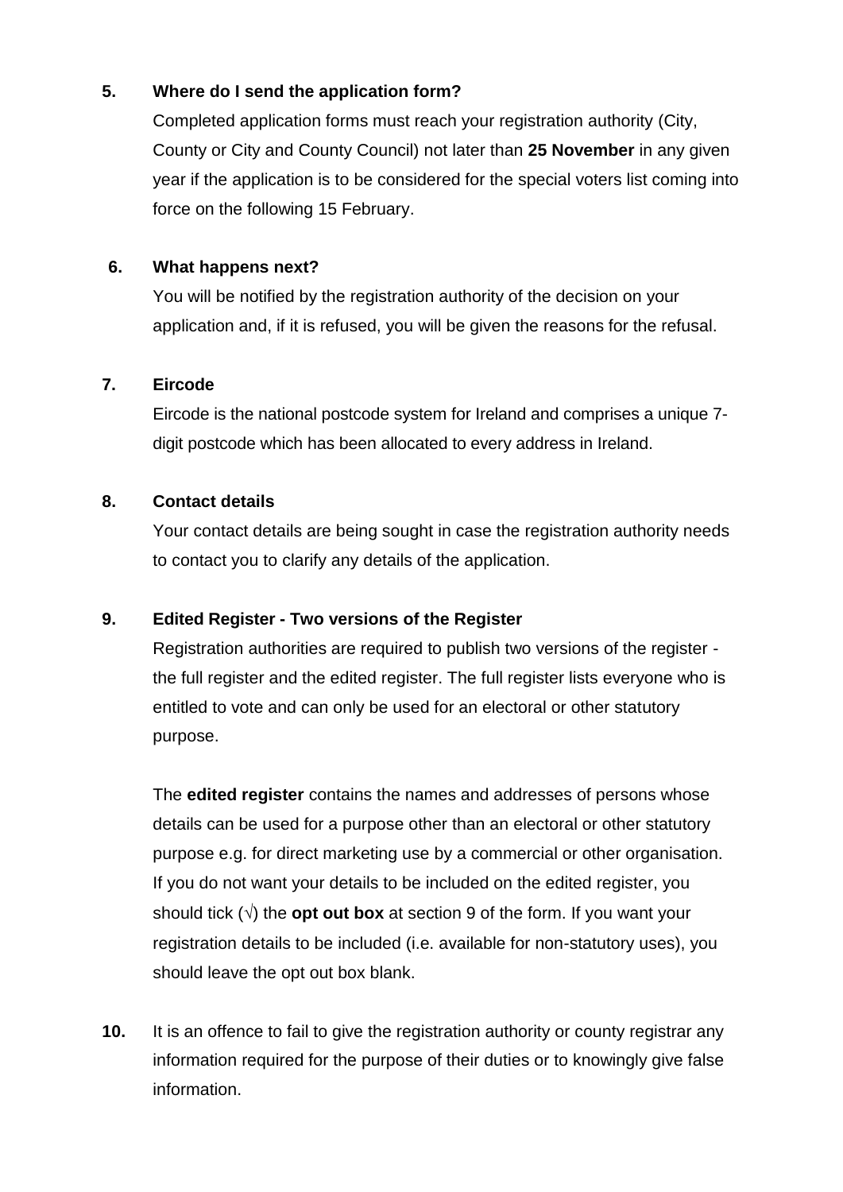**5. Where do I send the application form?**

Completed application forms must reach your registration authority (City, County or City and County Council) not later than **25 November** in any given year if the application is to be considered for the special voters list coming into force on the following 15 February.

**6. What happens next?**

You will be notified by the registration authority of the decision on your application and, if it is refused, you will be given the reasons for the refusal.

**7. Eircode**

Eircode is the national postcode system for Ireland and comprises a unique 7-digit postcode which has been allocated to every address in Ireland.

**8. Contact details**

Your contact details are being sought in case the registration authority needs to contact you to clarify any details of the application.

**9. Edited Register - Two versions of the Register**

Registration authorities are required to publish two versions of the register - the full register and the edited register. The full register lists everyone who is entitled to vote and can only be used for an electoral or other statutory purpose.

The **edited register** contains the names and addresses of persons whose details can be used for a purpose other than an electoral or other statutory purpose e.g. for direct marketing use by a commercial or other organisation. If you do not want your details to be included on the edited register, you should tick (√) the **opt out box** at section 9 of the form. If you want your registration details to be included (i.e. available for non-statutory uses), you should leave the opt out box blank.

**10.** It is an offence to fail to give the registration authority or county registrar any information required for the purpose of their duties or to knowingly give false information.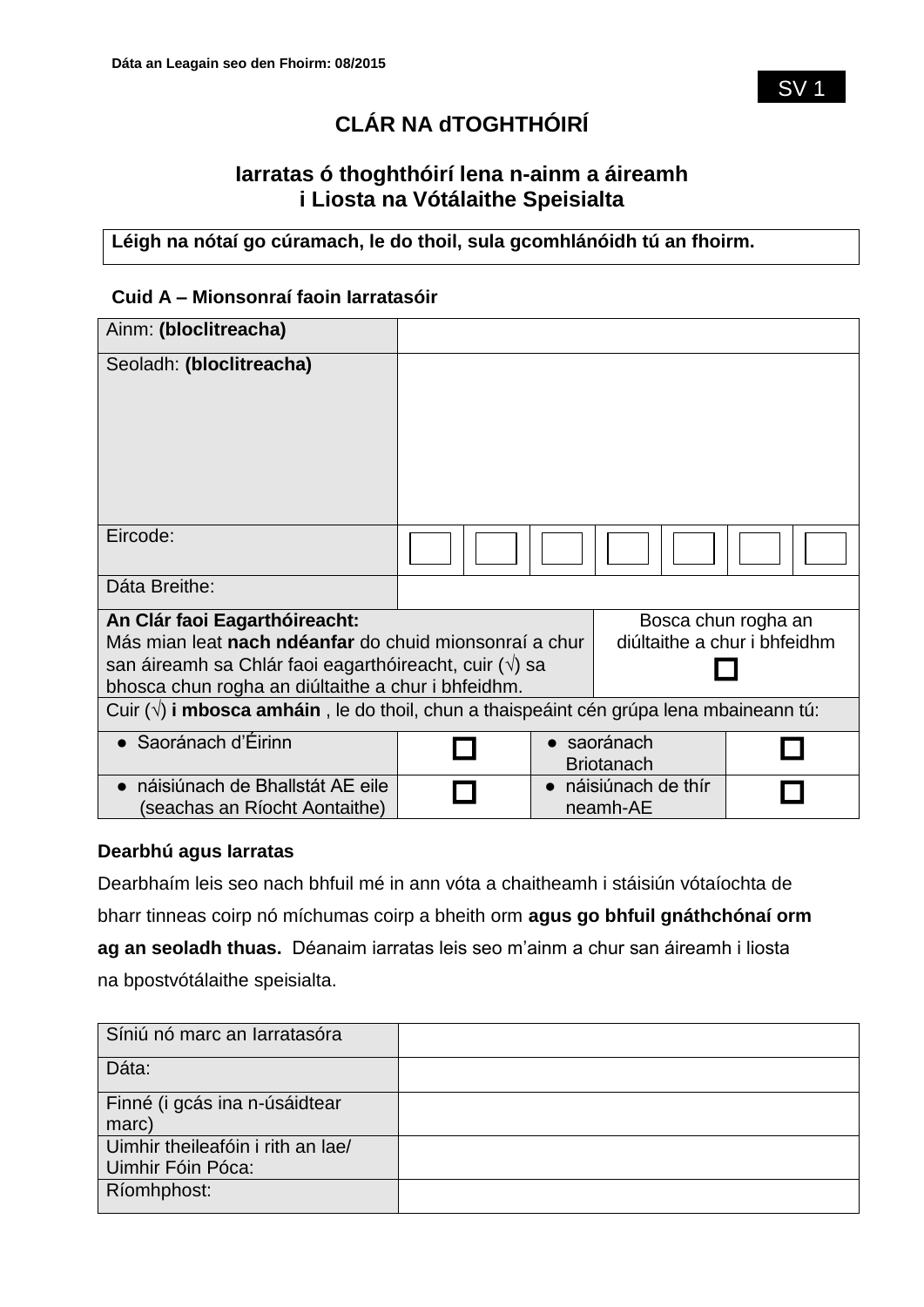Dáta an Leagain seo den Fhoirm: 08/2015

SV 1

# CLÁR NA dTOGHTHÓIRÍ

## Iarratas ó thoghthóirí lena n-ainm a áireamh i Liosta na Vótálaithe Speisialta

| **Léigh na nótaí go cúramach, le do thoil, sula gcomhlánóidh tú an fhoirm.** |
|---|

### Cuid A – Mionsonraí faoin Iarratasóir

| | | | | | | | |
|---|---|---|---|---|---|---|---|
| Ainm: **(bloclitreacha)** | | | | | | | |
| Seoladh: **(bloclitreacha)** | | | | | | | |
| Eircode: | ☐ | ☐ | ☐ | ☐ | ☐ | ☐ | ☐ |
| Dáta Breithe: | | | | | | | |
| **An Clár faoi Eagarthóireacht:** Más mian leat **nach ndéanfar** do chuid mionsonraí a chur san áireamh sa Chlár faoi eagarthóireacht, cuir (√) sa bhosca chun rogha an diúltaithe a chur i bhfeidhm. | | | | Bosca chun rogha an diúltaithe a chur i bhfeidhm ☐ | | | |
| Cuir (√) **i mbosca amháin** , le do thoil, chun a thaispeáint cén grúpa lena mbaineann tú: | | | | | | | |
| ● Saoránach d'Éirinn | ☐ | | ● saoránach Briotanach | | | ☐ | |
| ● náisiúnach de Bhallstát AE eile (seachas an Ríocht Aontaithe) | ☐ | | ● náisiúnach de thír neamh-AE | | | ☐ | |

**Dearbhú agus Iarratas**

Dearbhaím leis seo nach bhfuil mé in ann vóta a chaitheamh i stáisiún vótaíochta de bharr tinneas coirp nó míchumas coirp a bheith orm **agus go bhfuil gnáthchónaí orm ag an seoladh thuas.** Déanaim iarratas leis seo m'ainm a chur san áireamh i liosta na bpostvótálaithe speisialta.

| | |
|---|---|
| Síniú nó marc an Iarratasóra | |
| Dáta: | |
| Finné (i gcás ina n-úsáidtear marc) | |
| Uimhir theileafóin i rith an lae/ Uimhir Fóin Póca: | |
| Ríomhphost: | |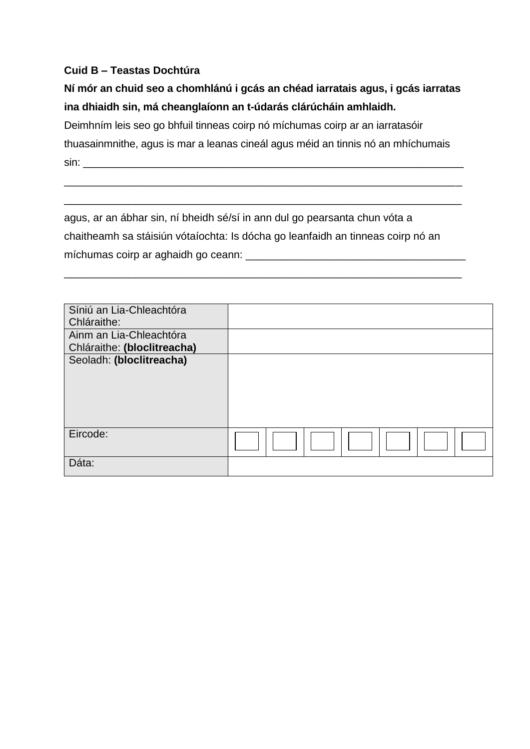**Cuid B – Teastas Dochtúra**

**Ní mór an chuid seo a chomhlánú i gcás an chéad iarratais agus, i gcás iarratas ina dhiaidh sin, má cheanglaíonn an t-údarás clárúcháin amhlaidh.**

Deimhním leis seo go bhfuil tinneas coirp nó míchumas coirp ar an iarratasóir thuasainmnithe, agus is mar a leanas cineál agus méid an tinnis nó an mhíchumais sin: ____________________________________________________________________

______________________________________________________________________

______________________________________________________________________

agus, ar an ábhar sin, ní bheidh sé/sí in ann dul go pearsanta chun vóta a chaitheamh sa stáisiún vótaíochta: Is dócha go leanfaidh an tinneas coirp nó an míchumas coirp ar aghaidh go ceann: ____________________________________

______________________________________________________________________

| | | | | | | | |
|---|---|---|---|---|---|---|---|
| Síniú an Lia-Chleachtóra Chláraithe: | | | | | | | |
| Ainm an Lia-Chleachtóra Chláraithe: **(bloclitreacha)** | | | | | | | |
| Seoladh: **(bloclitreacha)** | | | | | | | |
| Eircode: | ☐ | ☐ | ☐ | ☐ | ☐ | ☐ | ☐ |
| Dáta: | | | | | | | |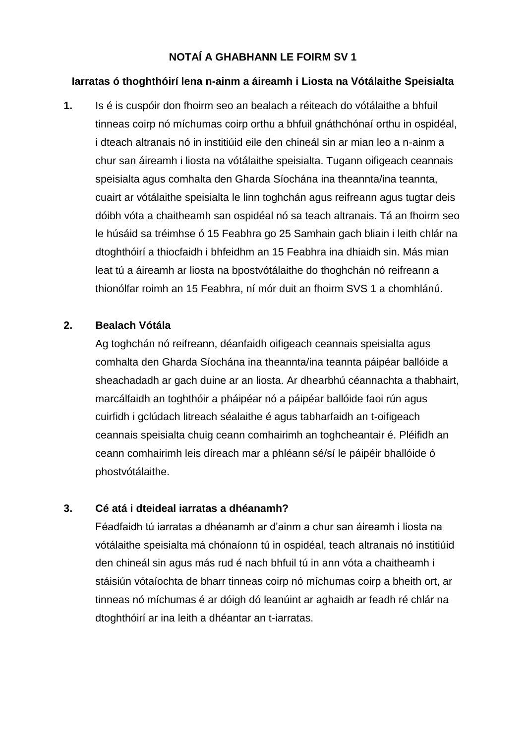**NOTAÍ A GHABHANN LE FOIRM SV 1**

**Iarratas ó thoghthóirí lena n-ainm a áireamh i Liosta na Vótálaithe Speisialta**

1. Is é is cuspóir don fhoirm seo an bealach a réiteach do vótálaithe a bhfuil tinneas coirp nó míchumas coirp orthu a bhfuil gnáthchónaí orthu in ospidéal, i dteach altranais nó in institiúid eile den chineál sin ar mian leo a n-ainm a chur san áireamh i liosta na vótálaithe speisialta. Tugann oifigeach ceannais speisialta agus comhalta den Gharda Síochána ina theannta/ina teannta, cuairt ar vótálaithe speisialta le linn toghchán agus reifreann agus tugtar deis dóibh vóta a chaitheamh san ospidéal nó sa teach altranais. Tá an fhoirm seo le húsáid sa tréimhse ó 15 Feabhra go 25 Samhain gach bliain i leith chlár na dtoghthóirí a thiocfaidh i bhfeidhm an 15 Feabhra ina dhiaidh sin. Más mian leat tú a áireamh ar liosta na bpostvótálaithe do thoghchán nó reifreann a thionólfar roimh an 15 Feabhra, ní mór duit an fhoirm SVS 1 a chomhlánú.

2. **Bealach Vótála**

   Ag toghchán nó reifreann, déanfaidh oifigeach ceannais speisialta agus comhalta den Gharda Síochána ina theannta/ina teannta páipéar ballóide a sheachadadh ar gach duine ar an liosta. Ar dhearbhú céannachta a thabhairt, marcálfaidh an toghthóir a pháipéar nó a páipéar ballóide faoi rún agus cuirfidh i gclúdach litreach séalaithe é agus tabharfaidh an t-oifigeach ceannais speisialta chuig ceann comhairimh an toghcheantair é. Pléifidh an ceann comhairimh leis díreach mar a phléann sé/sí le páipéir bhallóide ó phostvótálaithe.

3. **Cé atá i dteideal iarratas a dhéanamh?**

   Féadfaidh tú iarratas a dhéanamh ar d'ainm a chur san áireamh i liosta na vótálaithe speisialta má chónaíonn tú in ospidéal, teach altranais nó institiúid den chineál sin agus más rud é nach bhfuil tú in ann vóta a chaitheamh i stáisiún vótaíochta de bharr tinneas coirp nó míchumas coirp a bheith ort, ar tinneas nó míchumas é ar dóigh dó leanúint ar aghaidh ar feadh ré chlár na dtoghthóirí ar ina leith a dhéantar an t-iarratas.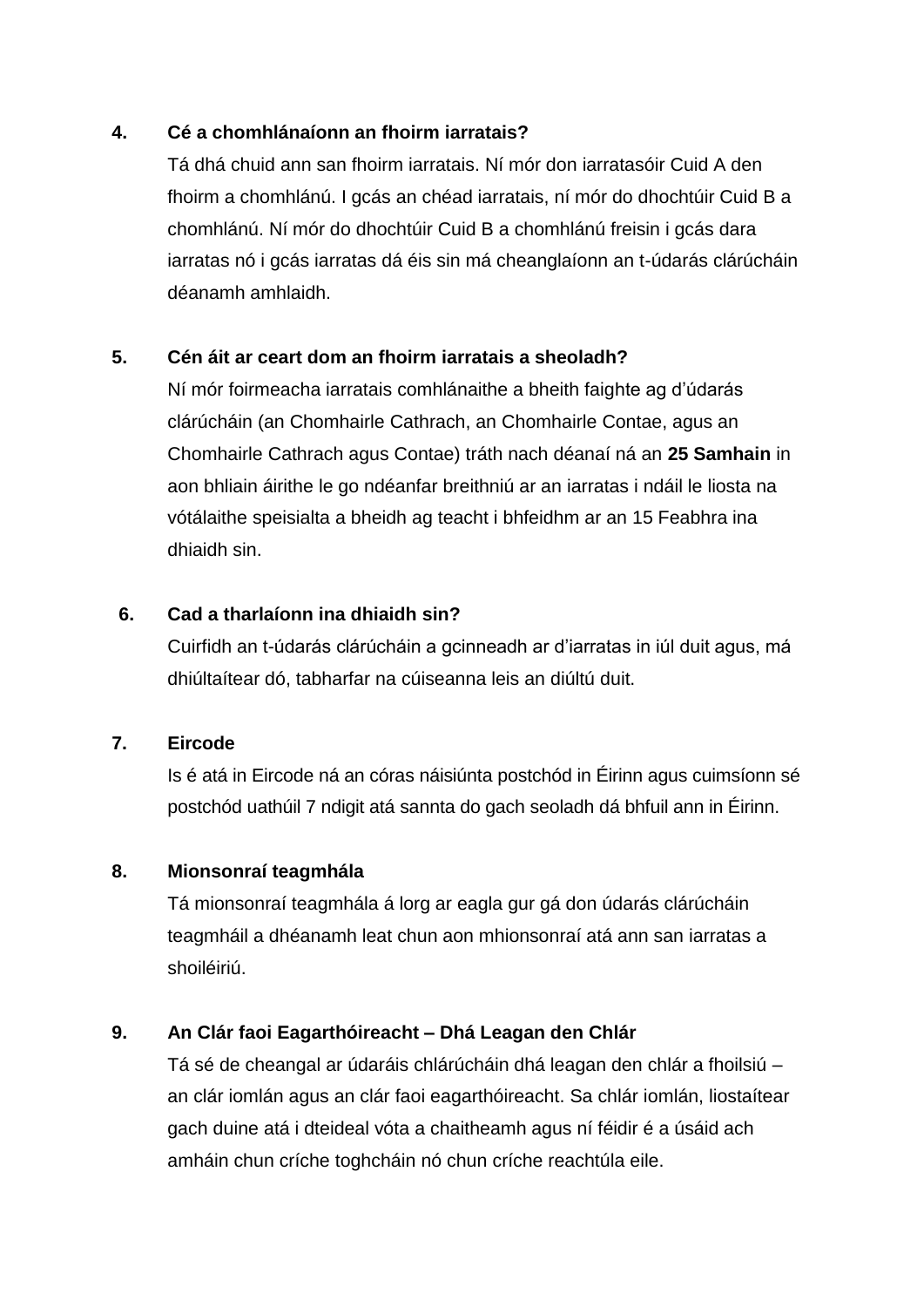**4. Cé a chomhlánaíonn an fhoirm iarratais?**

Tá dhá chuid ann san fhoirm iarratais. Ní mór don iarratasóir Cuid A den fhoirm a chomhlánú. I gcás an chéad iarratais, ní mór do dhochtúir Cuid B a chomhlánú. Ní mór do dhochtúir Cuid B a chomhlánú freisin i gcás dara iarratas nó i gcás iarratas dá éis sin má cheanglaíonn an t-údarás clárúcháin déanamh amhlaidh.

**5. Cén áit ar ceart dom an fhoirm iarratais a sheoladh?**

Ní mór foirmeacha iarratais comhlánaithe a bheith faighte ag d'údarás clárúcháin (an Chomhairle Cathrach, an Chomhairle Contae, agus an Chomhairle Cathrach agus Contae) tráth nach déanaí ná an **25 Samhain** in aon bhliain áirithe le go ndéanfar breithniú ar an iarratas i ndáil le liosta na vótálaithe speisialta a bheidh ag teacht i bhfeidhm ar an 15 Feabhra ina dhiaidh sin.

**6. Cad a tharlaíonn ina dhiaidh sin?**

Cuirfidh an t-údarás clárúcháin a gcinneadh ar d'iarratas in iúl duit agus, má dhiúltaítear dó, tabharfar na cúiseanna leis an diúltú duit.

**7. Eircode**

Is é atá in Eircode ná an córas náisiúnta postchód in Éirinn agus cuimsíonn sé postchód uathúil 7 ndigit atá sannta do gach seoladh dá bhfuil ann in Éirinn.

**8. Mionsonraí teagmhála**

Tá mionsonraí teagmhála á lorg ar eagla gur gá don údarás clárúcháin teagmháil a dhéanamh leat chun aon mhionsonraí atá ann san iarratas a shoiléiriú.

**9. An Clár faoi Eagarthóireacht – Dhá Leagan den Chlár**

Tá sé de cheangal ar údaráis chlárúcháin dhá leagan den chlár a fhoilsiú – an clár iomlán agus an clár faoi eagarthóireacht. Sa chlár iomlán, liostaítear gach duine atá i dteideal vóta a chaitheamh agus ní féidir é a úsáid ach amháin chun críche toghcháin nó chun críche reachtúla eile.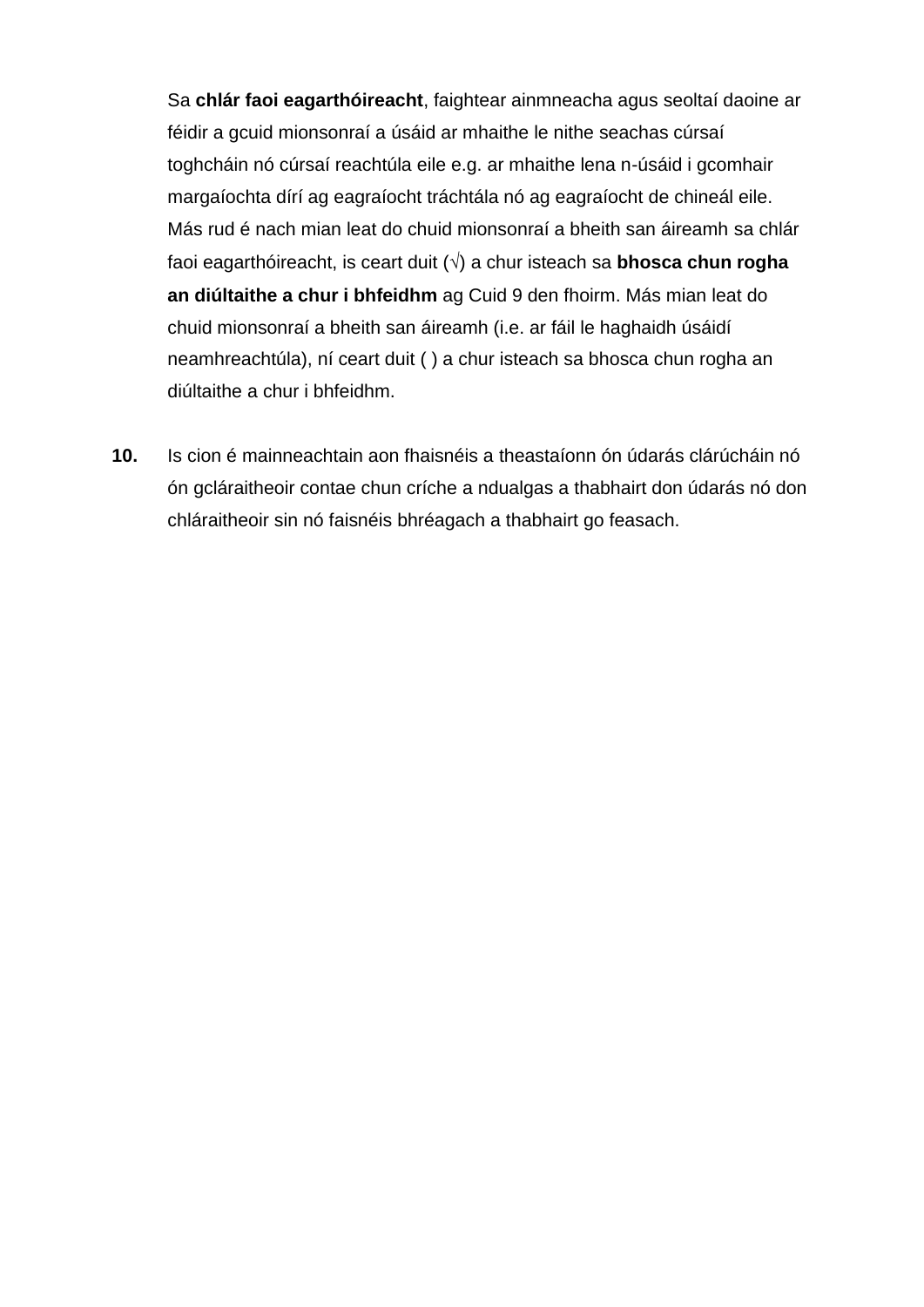Sa **chlár faoi eagarthóireacht**, faightear ainmneacha agus seoltaí daoine ar féidir a gcuid mionsonraí a úsáid ar mhaithe le nithe seachas cúrsaí toghcháin nó cúrsaí reachtúla eile e.g. ar mhaithe lena n-úsáid i gcomhair margaíochta dírí ag eagraíocht tráchtála nó ag eagraíocht de chineál eile. Más rud é nach mian leat do chuid mionsonraí a bheith san áireamh sa chlár faoi eagarthóireacht, is ceart duit (√) a chur isteach sa **bhosca chun rogha an diúltaithe a chur i bhfeidhm** ag Cuid 9 den fhoirm. Más mian leat do chuid mionsonraí a bheith san áireamh (i.e. ar fáil le haghaidh úsáidí neamhreachtúla), ní ceart duit ( ) a chur isteach sa bhosca chun rogha an diúltaithe a chur i bhfeidhm.

**10.** Is cion é mainneachtain aon fhaisnéis a theastaíonn ón údarás clárúcháin nó ón gcláraitheoir contae chun críche a ndualgas a thabhairt don údarás nó don chláraitheoir sin nó faisnéis bhréagach a thabhairt go feasach.